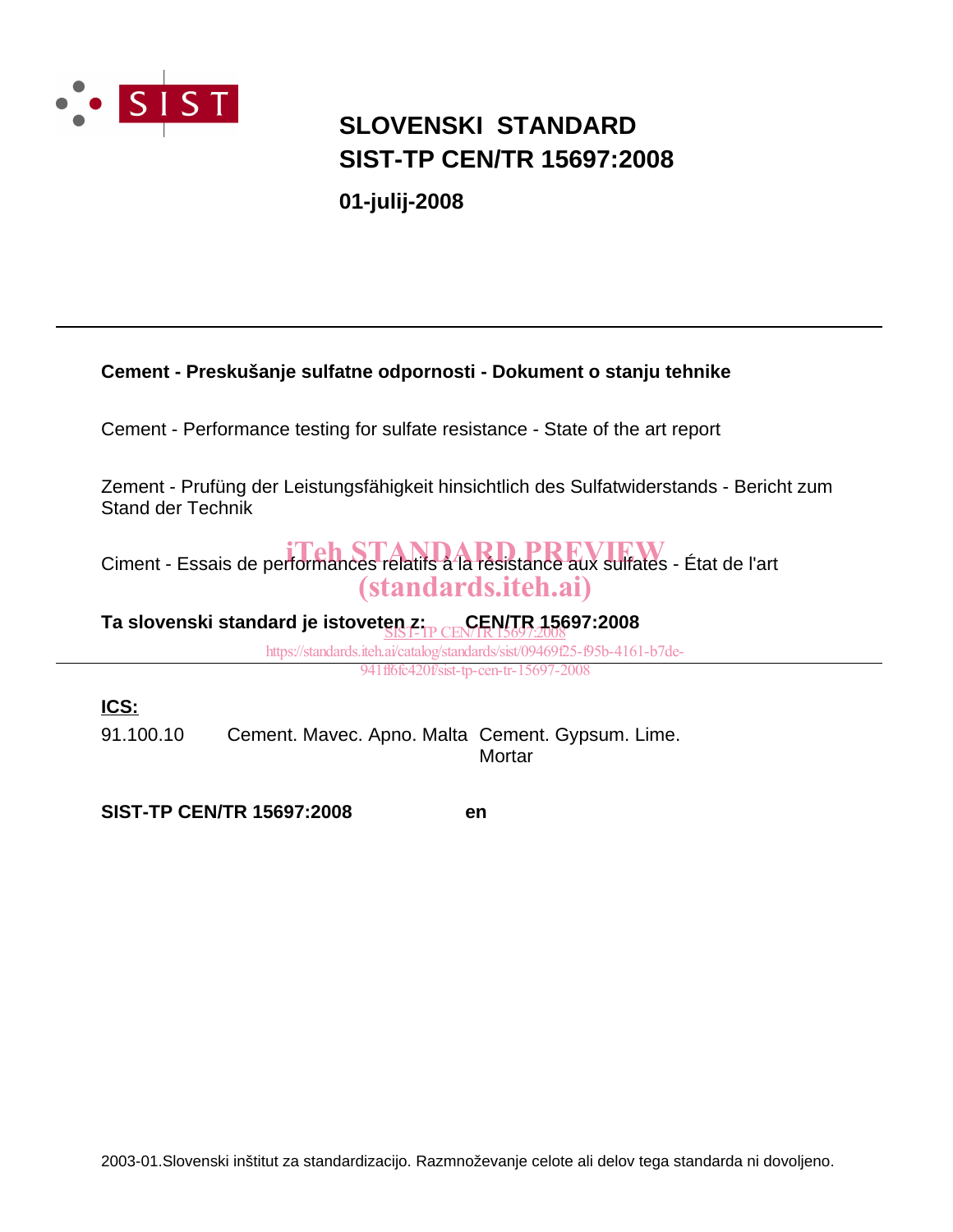SIST

# SLOVENSKI STANDARD
# SIST-TP CEN/TR 15697:2008

**01-julij-2008**

---

**Cement - Preskušanje sulfatne odpornosti - Dokument o stanju tehnike**

Cement - Performance testing for sulfate resistance - State of the art report

Zement - Prufüng der Leistungsfähigkeit hinsichtlich des Sulfatwiderstands - Bericht zum Stand der Technik

Ciment - Essais de performances relatifs à la résistance aux sulfates - État de l'art

iTeh STANDARD PREVIEW
(standards.iteh.ai)

**Ta slovenski standard je istoveten z: CEN/TR 15697:2008**

SIST-TP CEN/TR 15697:2008
https://standards.iteh.ai/catalog/standards/sist/09469f25-f95b-4161-b7de-941ff6fc420f/sist-tp-cen-tr-15697-2008

---

**ICS:**

| | | |
|---|---|---|
| 91.100.10 | Cement. Mavec. Apno. Malta | Cement. Gypsum. Lime. Mortar |

**SIST-TP CEN/TR 15697:2008** **en**

2003-01.Slovenski inštitut za standardizacijo. Razmnoževanje celote ali delov tega standarda ni dovoljeno.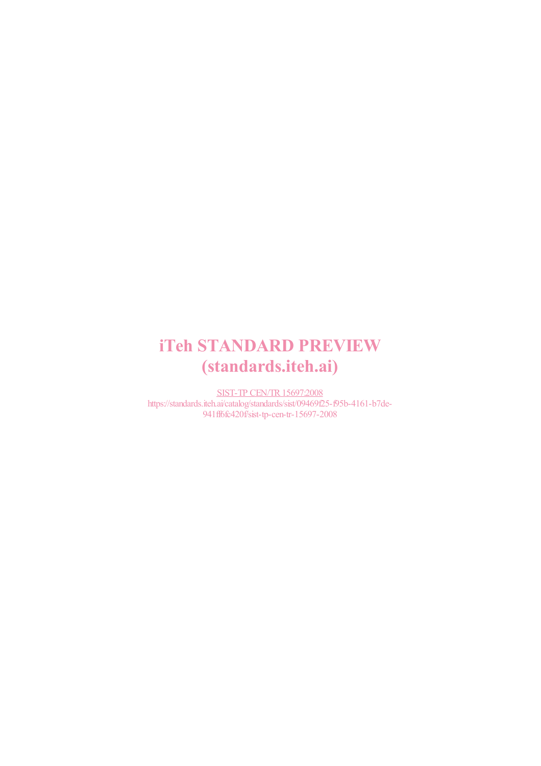iTeh STANDARD PREVIEW
(standards.iteh.ai)

SIST-TP CEN/TR 15697:2008
https://standards.iteh.ai/catalog/standards/sist/09469f25-f95b-4161-b7de-941ff6fc420f/sist-tp-cen-tr-15697-2008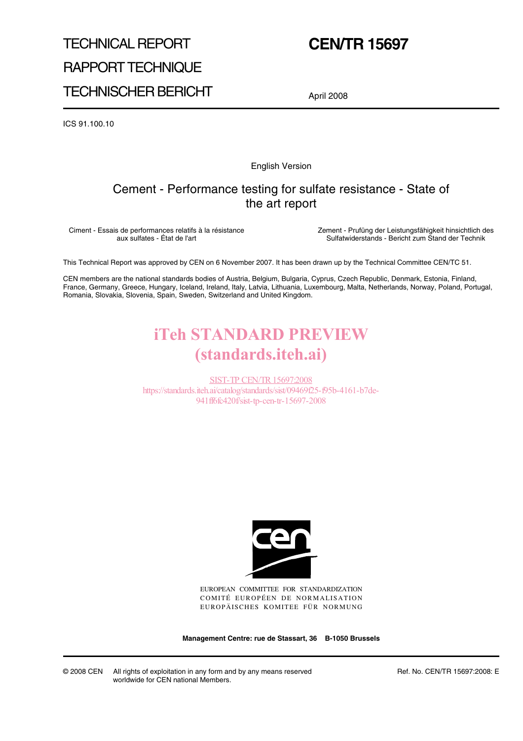TECHNICAL REPORT

RAPPORT TECHNIQUE

TECHNISCHER BERICHT

# CEN/TR 15697

April 2008

ICS 91.100.10

English Version

## Cement - Performance testing for sulfate resistance - State of the art report

Ciment - Essais de performances relatifs à la résistance aux sulfates - État de l'art

Zement - Prüfung der Leistungsfähigkeit hinsichtlich des Sulfatwiderstands - Bericht zum Stand der Technik

This Technical Report was approved by CEN on 6 November 2007. It has been drawn up by the Technical Committee CEN/TC 51.

CEN members are the national standards bodies of Austria, Belgium, Bulgaria, Cyprus, Czech Republic, Denmark, Estonia, Finland, France, Germany, Greece, Hungary, Iceland, Ireland, Italy, Latvia, Lithuania, Luxembourg, Malta, Netherlands, Norway, Poland, Portugal, Romania, Slovakia, Slovenia, Spain, Sweden, Switzerland and United Kingdom.

iTeh STANDARD PREVIEW
(standards.iteh.ai)

SIST-TP CEN/TR 15697:2008
https://standards.iteh.ai/catalog/standards/sist/09469f25-f95b-4161-b7de-941ff6fc420f/sist-tp-cen-tr-15697-2008

EUROPEAN COMMITTEE FOR STANDARDIZATION
COMITÉ EUROPÉEN DE NORMALISATION
EUROPÄISCHES KOMITEE FÜR NORMUNG

**Management Centre: rue de Stassart, 36 B-1050 Brussels**

© 2008 CEN All rights of exploitation in any form and by any means reserved worldwide for CEN national Members.

Ref. No. CEN/TR 15697:2008: E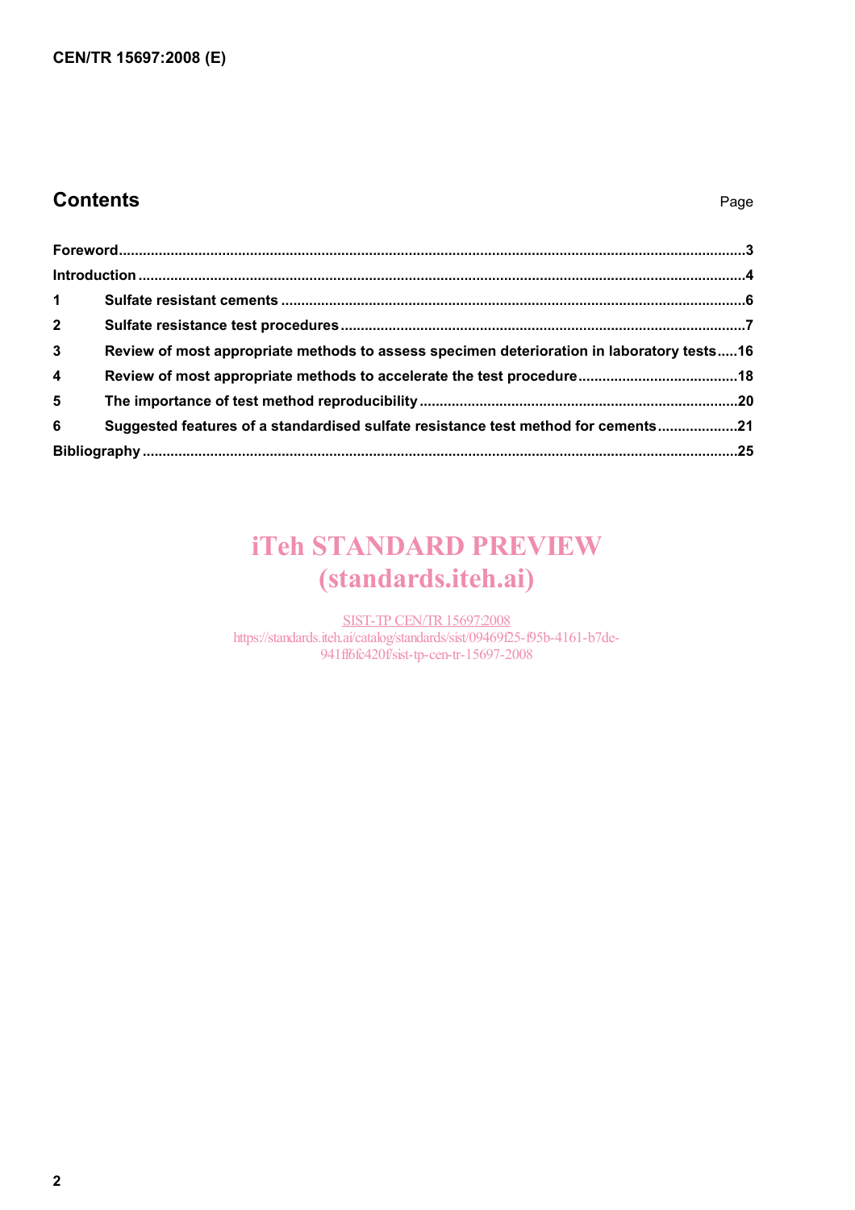## Contents

| | | Page |
|---|---|---|
| Foreword | | 3 |
| Introduction | | 4 |
| 1 | Sulfate resistant cements | 6 |
| 2 | Sulfate resistance test procedures | 7 |
| 3 | Review of most appropriate methods to assess specimen deterioration in laboratory tests | 16 |
| 4 | Review of most appropriate methods to accelerate the test procedure | 18 |
| 5 | The importance of test method reproducibility | 20 |
| 6 | Suggested features of a standardised sulfate resistance test method for cements | 21 |
| Bibliography | | 25 |

iTeh STANDARD PREVIEW
(standards.iteh.ai)

SIST-TP CEN/TR 15697:2008
https://standards.iteh.ai/catalog/standards/sist/09469f25-f95b-4161-b7de-941ff6fc420f/sist-tp-cen-tr-15697-2008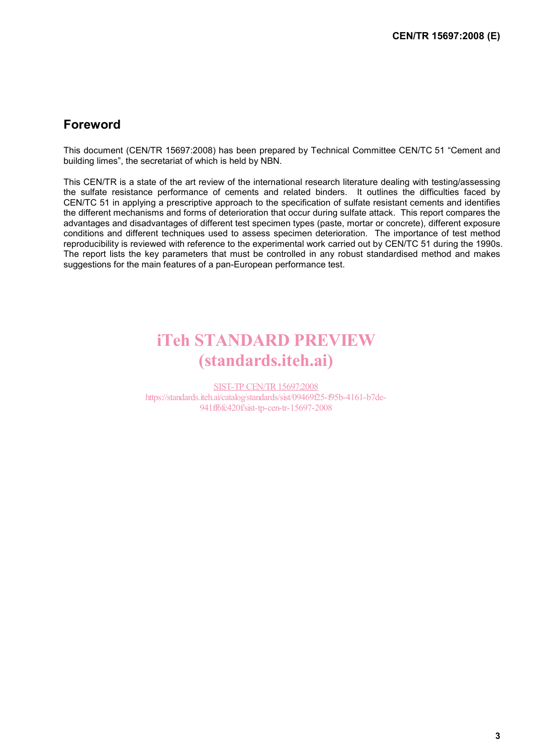## Foreword

This document (CEN/TR 15697:2008) has been prepared by Technical Committee CEN/TC 51 "Cement and building limes", the secretariat of which is held by NBN.

This CEN/TR is a state of the art review of the international research literature dealing with testing/assessing the sulfate resistance performance of cements and related binders. It outlines the difficulties faced by CEN/TC 51 in applying a prescriptive approach to the specification of sulfate resistant cements and identifies the different mechanisms and forms of deterioration that occur during sulfate attack. This report compares the advantages and disadvantages of different test specimen types (paste, mortar or concrete), different exposure conditions and different techniques used to assess specimen deterioration. The importance of test method reproducibility is reviewed with reference to the experimental work carried out by CEN/TC 51 during the 1990s. The report lists the key parameters that must be controlled in any robust standardised method and makes suggestions for the main features of a pan-European performance test.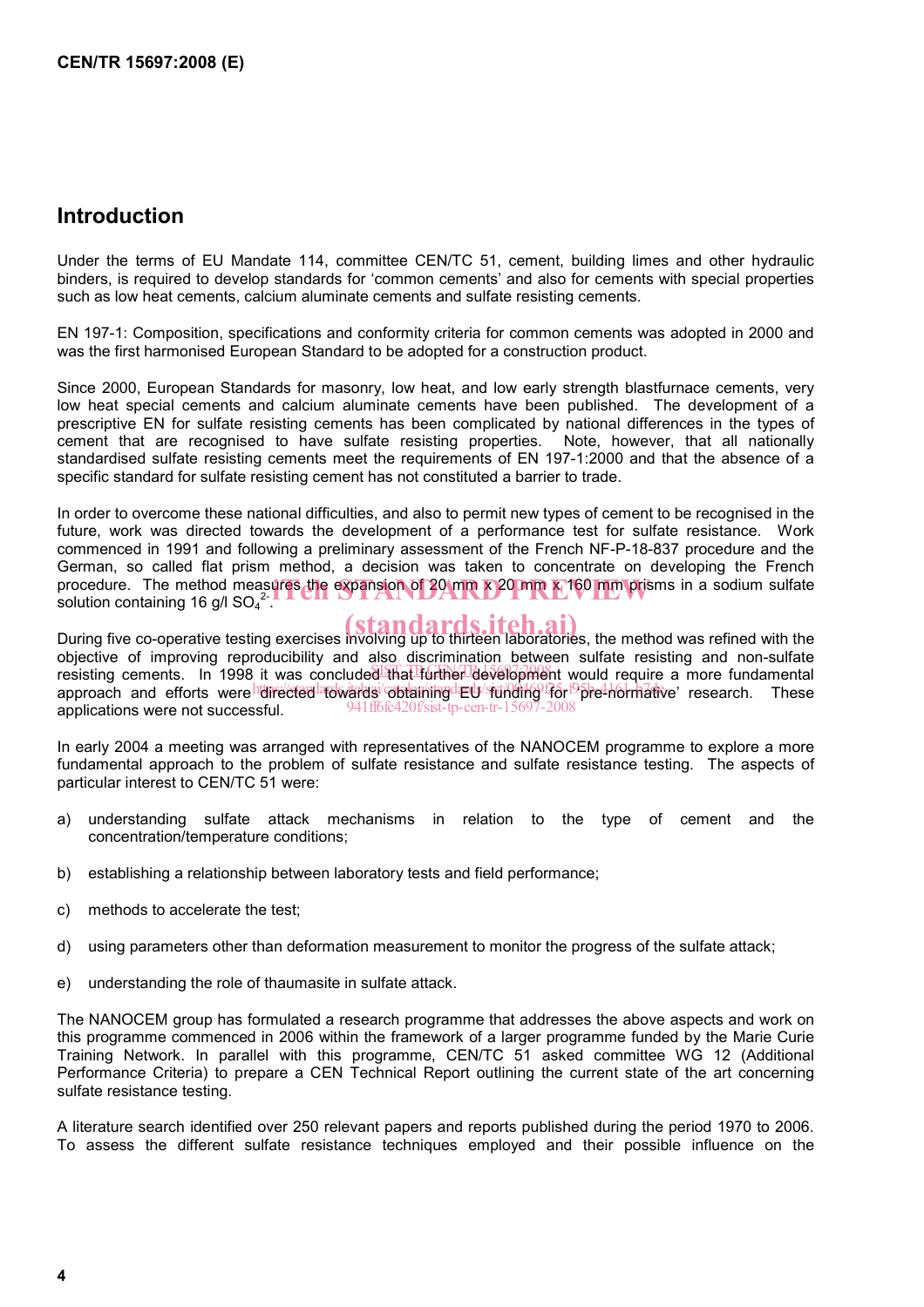## Introduction

Under the terms of EU Mandate 114, committee CEN/TC 51, cement, building limes and other hydraulic binders, is required to develop standards for 'common cements' and also for cements with special properties such as low heat cements, calcium aluminate cements and sulfate resisting cements.

EN 197-1: Composition, specifications and conformity criteria for common cements was adopted in 2000 and was the first harmonised European Standard to be adopted for a construction product.

Since 2000, European Standards for masonry, low heat, and low early strength blastfurnace cements, very low heat special cements and calcium aluminate cements have been published. The development of a prescriptive EN for sulfate resisting cements has been complicated by national differences in the types of cement that are recognised to have sulfate resisting properties. Note, however, that all nationally standardised sulfate resisting cements meet the requirements of EN 197-1:2000 and that the absence of a specific standard for sulfate resisting cement has not constituted a barrier to trade.

In order to overcome these national difficulties, and also to permit new types of cement to be recognised in the future, work was directed towards the development of a performance test for sulfate resistance. Work commenced in 1991 and following a preliminary assessment of the French NF-P-18-837 procedure and the German, so called flat prism method, a decision was taken to concentrate on developing the French procedure. The method measures the expansion of 20 mm x 20 mm x 160 mm prisms in a sodium sulfate solution containing 16 g/l $SO_4^{2-}$.

During five co-operative testing exercises involving up to thirteen laboratories, the method was refined with the objective of improving reproducibility and also discrimination between sulfate resisting and non-sulfate resisting cements. In 1998 it was concluded that further development would require a more fundamental approach and efforts were directed towards obtaining EU funding for 'pre-normative' research. These applications were not successful.

In early 2004 a meeting was arranged with representatives of the NANOCEM programme to explore a more fundamental approach to the problem of sulfate resistance and sulfate resistance testing. The aspects of particular interest to CEN/TC 51 were:

a) understanding sulfate attack mechanisms in relation to the type of cement and the concentration/temperature conditions;

b) establishing a relationship between laboratory tests and field performance;

c) methods to accelerate the test;

d) using parameters other than deformation measurement to monitor the progress of the sulfate attack;

e) understanding the role of thaumasite in sulfate attack.

The NANOCEM group has formulated a research programme that addresses the above aspects and work on this programme commenced in 2006 within the framework of a larger programme funded by the Marie Curie Training Network. In parallel with this programme, CEN/TC 51 asked committee WG 12 (Additional Performance Criteria) to prepare a CEN Technical Report outlining the current state of the art concerning sulfate resistance testing.

A literature search identified over 250 relevant papers and reports published during the period 1970 to 2006. To assess the different sulfate resistance techniques employed and their possible influence on the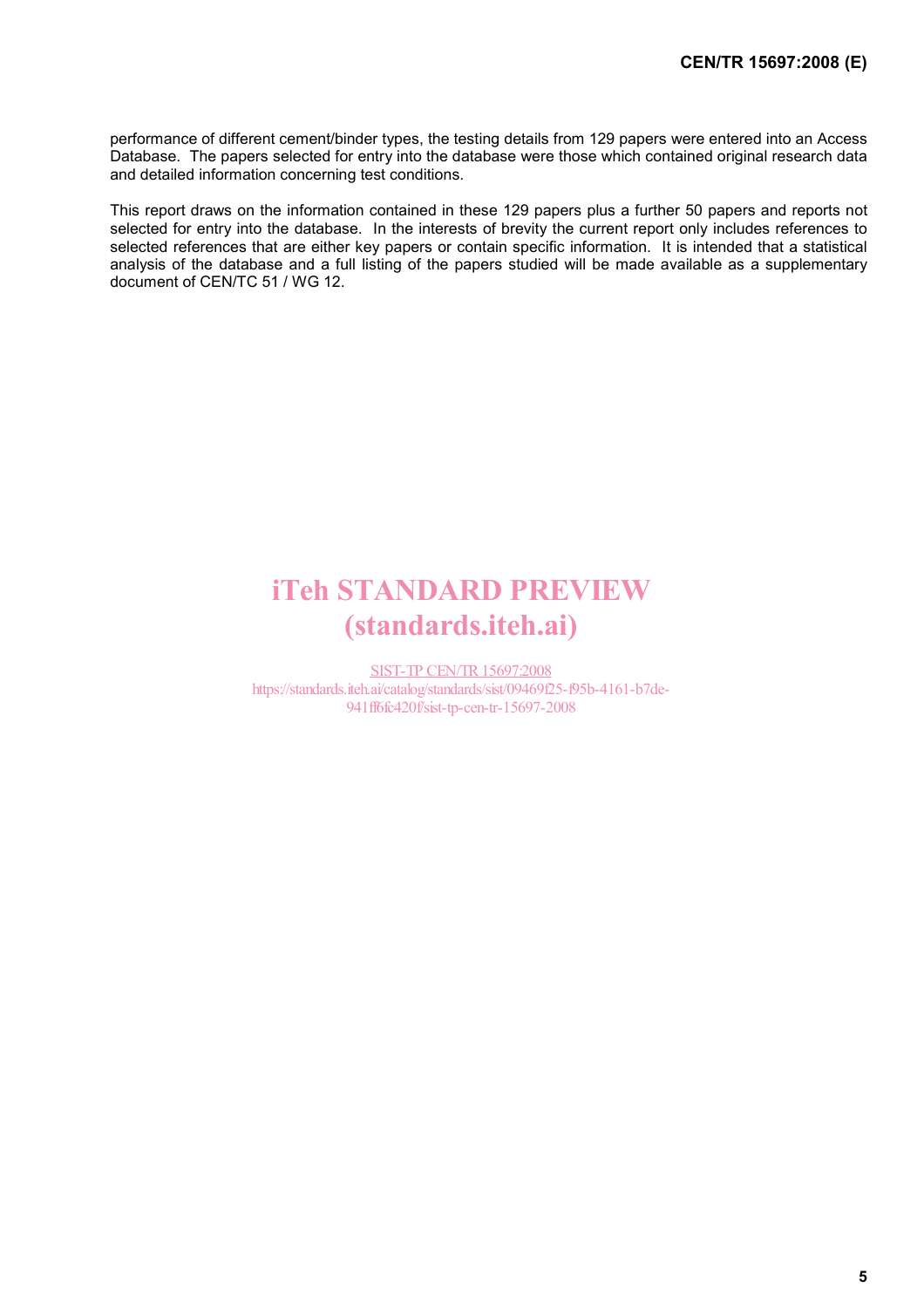performance of different cement/binder types, the testing details from 129 papers were entered into an Access Database. The papers selected for entry into the database were those which contained original research data and detailed information concerning test conditions.

This report draws on the information contained in these 129 papers plus a further 50 papers and reports not selected for entry into the database. In the interests of brevity the current report only includes references to selected references that are either key papers or contain specific information. It is intended that a statistical analysis of the database and a full listing of the papers studied will be made available as a supplementary document of CEN/TC 51 / WG 12.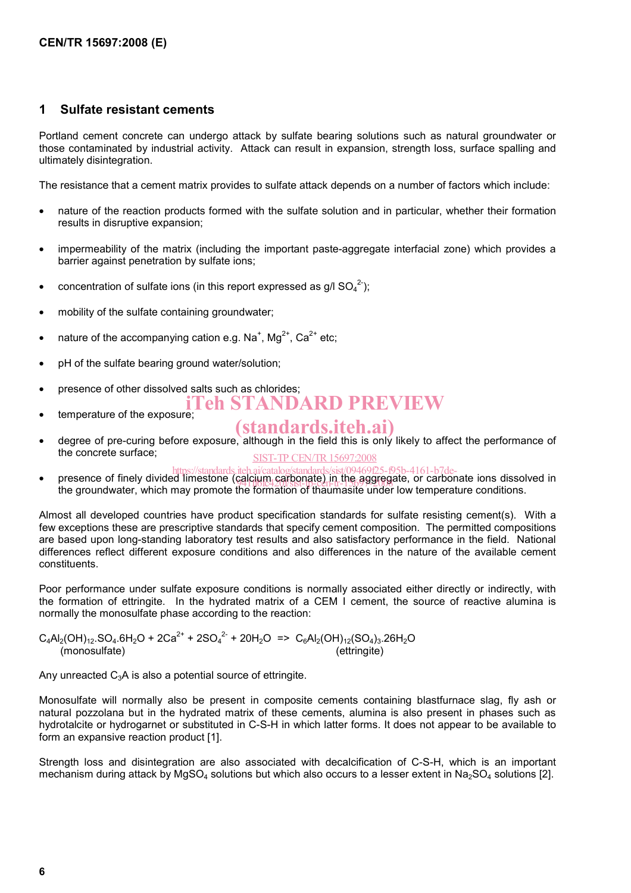## 1 Sulfate resistant cements

Portland cement concrete can undergo attack by sulfate bearing solutions such as natural groundwater or those contaminated by industrial activity. Attack can result in expansion, strength loss, surface spalling and ultimately disintegration.

The resistance that a cement matrix provides to sulfate attack depends on a number of factors which include:

- nature of the reaction products formed with the sulfate solution and in particular, whether their formation results in disruptive expansion;
- impermeability of the matrix (including the important paste-aggregate interfacial zone) which provides a barrier against penetration by sulfate ions;
- concentration of sulfate ions (in this report expressed as g/l $SO_4^{2-}$);
- mobility of the sulfate containing groundwater;
- nature of the accompanying cation e.g. $Na^+$, $Mg^{2+}$, $Ca^{2+}$ etc;
- pH of the sulfate bearing ground water/solution;
- presence of other dissolved salts such as chlorides;
- temperature of the exposure;
- degree of pre-curing before exposure, although in the field this is only likely to affect the performance of the concrete surface;
- presence of finely divided limestone (calcium carbonate) in the aggregate, or carbonate ions dissolved in the groundwater, which may promote the formation of thaumasite under low temperature conditions.

Almost all developed countries have product specification standards for sulfate resisting cement(s). With a few exceptions these are prescriptive standards that specify cement composition. The permitted compositions are based upon long-standing laboratory test results and also satisfactory performance in the field. National differences reflect different exposure conditions and also differences in the nature of the available cement constituents.

Poor performance under sulfate exposure conditions is normally associated either directly or indirectly, with the formation of ettringite. In the hydrated matrix of a CEM I cement, the source of reactive alumina is normally the monosulfate phase according to the reaction:

$$\underset{\text{(monosulfate)}}{C_4Al_2(OH)_{12}.SO_4.6H_2O} + 2Ca^{2+} + 2SO_4^{2-} + 20H_2O \Rightarrow \underset{\text{(ettringite)}}{C_6Al_2(OH)_{12}(SO_4)_3.26H_2O}$$

Any unreacted $C_3A$ is also a potential source of ettringite.

Monosulfate will normally also be present in composite cements containing blastfurnace slag, fly ash or natural pozzolana but in the hydrated matrix of these cements, alumina is also present in phases such as hydrotalcite or hydrogarnet or substituted in C-S-H in which latter forms. It does not appear to be available to form an expansive reaction product [1].

Strength loss and disintegration are also associated with decalcification of C-S-H, which is an important mechanism during attack by $MgSO_4$ solutions but which also occurs to a lesser extent in $Na_2SO_4$ solutions [2].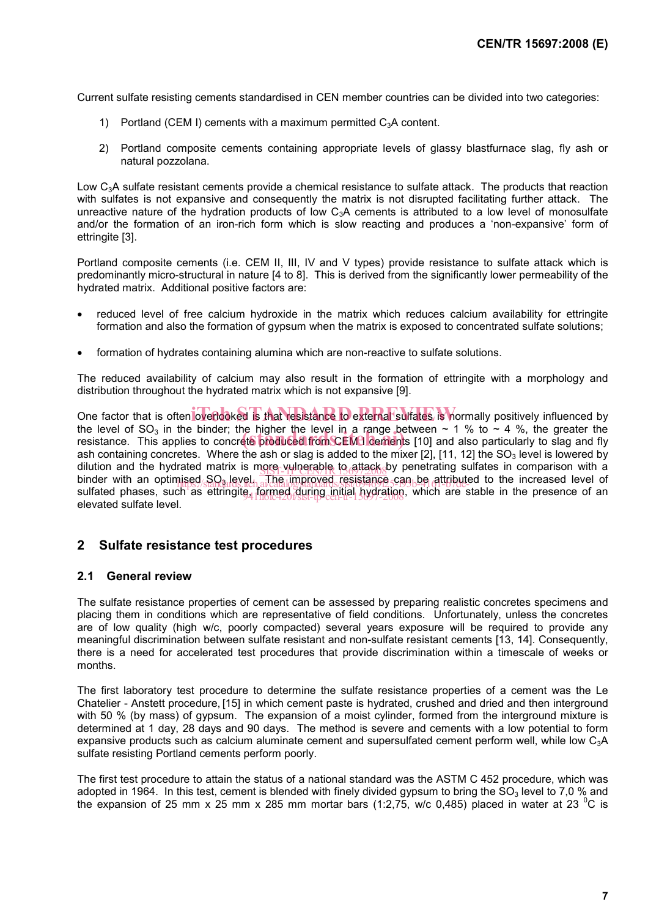Current sulfate resisting cements standardised in CEN member countries can be divided into two categories:

1) Portland (CEM I) cements with a maximum permitted $C_3A$ content.

2) Portland composite cements containing appropriate levels of glassy blastfurnace slag, fly ash or natural pozzolana.

Low $C_3A$ sulfate resistant cements provide a chemical resistance to sulfate attack. The products that reaction with sulfates is not expansive and consequently the matrix is not disrupted facilitating further attack. The unreactive nature of the hydration products of low $C_3A$ cements is attributed to a low level of monosulfate and/or the formation of an iron-rich form which is slow reacting and produces a 'non-expansive' form of ettringite [3].

Portland composite cements (i.e. CEM II, III, IV and V types) provide resistance to sulfate attack which is predominantly micro-structural in nature [4 to 8]. This is derived from the significantly lower permeability of the hydrated matrix. Additional positive factors are:

- reduced level of free calcium hydroxide in the matrix which reduces calcium availability for ettringite formation and also the formation of gypsum when the matrix is exposed to concentrated sulfate solutions;
- formation of hydrates containing alumina which are non-reactive to sulfate solutions.

The reduced availability of calcium may also result in the formation of ettringite with a morphology and distribution throughout the hydrated matrix which is not expansive [9].

One factor that is often overlooked is that resistance to external sulfates is normally positively influenced by the level of $SO_3$ in the binder; the higher the level in a range between ~ 1 % to ~ 4 %, the greater the resistance. This applies to concrete produced from CEM I cements [10] and also particularly to slag and fly ash containing concretes. Where the ash or slag is added to the mixer [2], [11, 12] the $SO_3$ level is lowered by dilution and the hydrated matrix is more vulnerable to attack by penetrating sulfates in comparison with a binder with an optimised $SO_3$ level. The improved resistance can be attributed to the increased level of sulfated phases, such as ettringite, formed during initial hydration, which are stable in the presence of an elevated sulfate level.

## 2 Sulfate resistance test procedures

### 2.1 General review

The sulfate resistance properties of cement can be assessed by preparing realistic concretes specimens and placing them in conditions which are representative of field conditions. Unfortunately, unless the concretes are of low quality (high w/c, poorly compacted) several years exposure will be required to provide any meaningful discrimination between sulfate resistant and non-sulfate resistant cements [13, 14]. Consequently, there is a need for accelerated test procedures that provide discrimination within a timescale of weeks or months.

The first laboratory test procedure to determine the sulfate resistance properties of a cement was the Le Chatelier - Anstett procedure, [15] in which cement paste is hydrated, crushed and dried and then interground with 50 % (by mass) of gypsum. The expansion of a moist cylinder, formed from the interground mixture is determined at 1 day, 28 days and 90 days. The method is severe and cements with a low potential to form expansive products such as calcium aluminate cement and supersulfated cement perform well, while low $C_3A$ sulfate resisting Portland cements perform poorly.

The first test procedure to attain the status of a national standard was the ASTM C 452 procedure, which was adopted in 1964. In this test, cement is blended with finely divided gypsum to bring the $SO_3$ level to 7,0 % and the expansion of 25 mm x 25 mm x 285 mm mortar bars (1:2,75, w/c 0,485) placed in water at 23 $^0$C is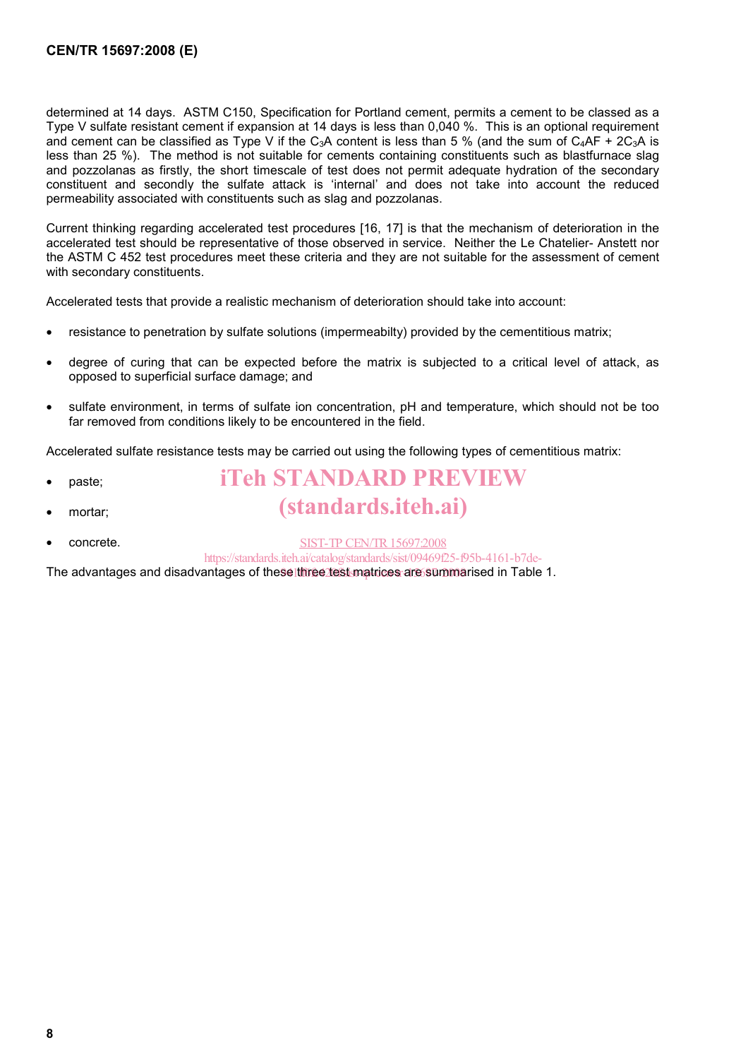determined at 14 days. ASTM C150, Specification for Portland cement, permits a cement to be classed as a Type V sulfate resistant cement if expansion at 14 days is less than 0,040 %. This is an optional requirement and cement can be classified as Type V if the $C_3A$ content is less than 5 % (and the sum of $C_4AF + 2C_3A$ is less than 25 %). The method is not suitable for cements containing constituents such as blastfurnace slag and pozzolanas as firstly, the short timescale of test does not permit adequate hydration of the secondary constituent and secondly the sulfate attack is 'internal' and does not take into account the reduced permeability associated with constituents such as slag and pozzolanas.

Current thinking regarding accelerated test procedures [16, 17] is that the mechanism of deterioration in the accelerated test should be representative of those observed in service. Neither the Le Chatelier- Anstett nor the ASTM C 452 test procedures meet these criteria and they are not suitable for the assessment of cement with secondary constituents.

Accelerated tests that provide a realistic mechanism of deterioration should take into account:

- resistance to penetration by sulfate solutions (impermeabilty) provided by the cementitious matrix;
- degree of curing that can be expected before the matrix is subjected to a critical level of attack, as opposed to superficial surface damage; and
- sulfate environment, in terms of sulfate ion concentration, pH and temperature, which should not be too far removed from conditions likely to be encountered in the field.

Accelerated sulfate resistance tests may be carried out using the following types of cementitious matrix:

- paste;
- mortar;
- concrete.

The advantages and disadvantages of these three test matrices are summarised in Table 1.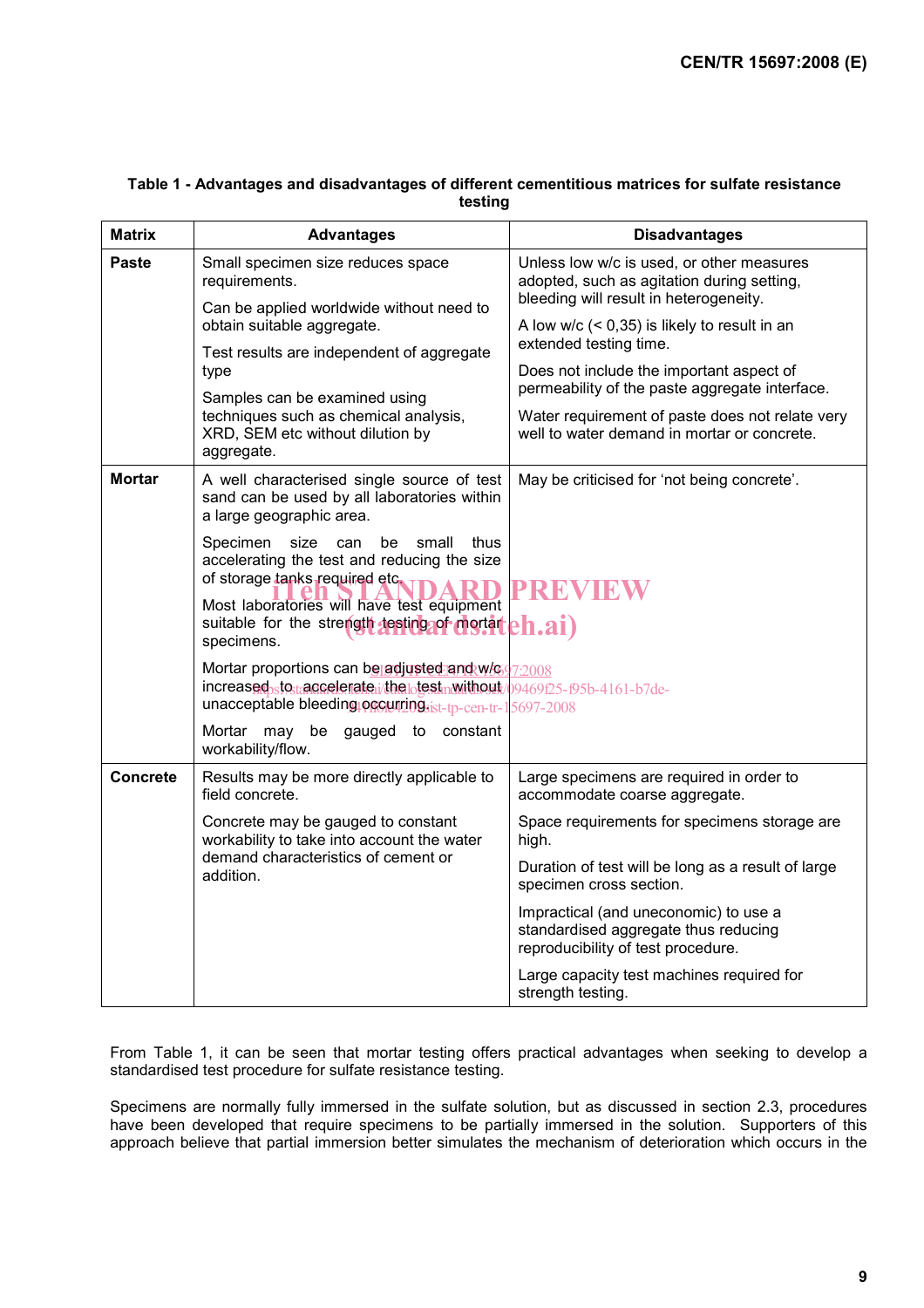**Table 1 - Advantages and disadvantages of different cementitious matrices for sulfate resistance testing**

| Matrix | Advantages | Disadvantages |
|---|---|---|
| **Paste** | Small specimen size reduces space requirements.<br><br>Can be applied worldwide without need to obtain suitable aggregate.<br><br>Test results are independent of aggregate type<br><br>Samples can be examined using techniques such as chemical analysis, XRD, SEM etc without dilution by aggregate. | Unless low w/c is used, or other measures adopted, such as agitation during setting, bleeding will result in heterogeneity.<br><br>A low w/c (< 0,35) is likely to result in an extended testing time.<br><br>Does not include the important aspect of permeability of the paste aggregate interface.<br><br>Water requirement of paste does not relate very well to water demand in mortar or concrete. |
| **Mortar** | A well characterised single source of test sand can be used by all laboratories within a large geographic area.<br><br>Specimen size can be small thus accelerating the test and reducing the size of storage tanks required etc.<br><br>Most laboratories will have test equipment suitable for the strength testing of mortar specimens.<br><br>Mortar proportions can be adjusted and w/c increased to accelerate the test without unacceptable bleeding occurring.<br><br>Mortar may be gauged to constant workability/flow. | May be criticised for 'not being concrete'. |
| **Concrete** | Results may be more directly applicable to field concrete.<br><br>Concrete may be gauged to constant workability to take into account the water demand characteristics of cement or addition. | Large specimens are required in order to accommodate coarse aggregate.<br><br>Space requirements for specimens storage are high.<br><br>Duration of test will be long as a result of large specimen cross section.<br><br>Impractical (and uneconomic) to use a standardised aggregate thus reducing reproducibility of test procedure.<br><br>Large capacity test machines required for strength testing. |

From Table 1, it can be seen that mortar testing offers practical advantages when seeking to develop a standardised test procedure for sulfate resistance testing.

Specimens are normally fully immersed in the sulfate solution, but as discussed in section 2.3, procedures have been developed that require specimens to be partially immersed in the solution. Supporters of this approach believe that partial immersion better simulates the mechanism of deterioration which occurs in the